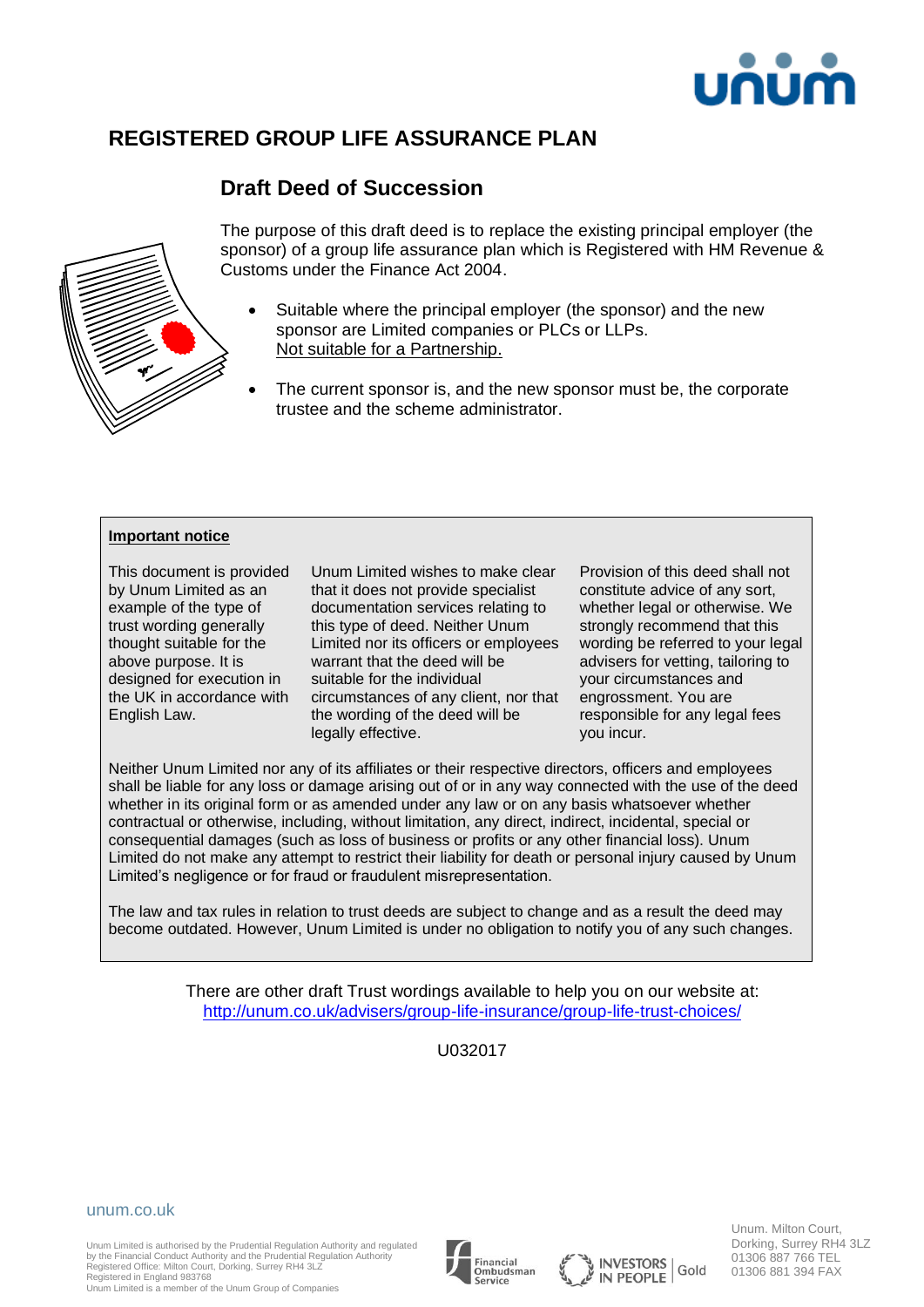# REGISTERED GROUP LIFE ASSURANCE PLAN

## Draft Deed of Succession

The purpose of this draft deed is to replace the existing principal employer (the sponsor) of a group life assurance plan which is Registered with HM Revenue & Customs under the Finance Act 2004.

- Suitable where the principal employer (the sponsor) and the new sponsor are Limited companies or PLCs or LLPs.
  Not suitable for a Partnership.
- The current sponsor is, and the new sponsor must be, the corporate trustee and the scheme administrator.

**Important notice**

This document is provided by Unum Limited as an example of the type of trust wording generally thought suitable for the above purpose. It is designed for execution in the UK in accordance with English Law.

Unum Limited wishes to make clear that it does not provide specialist documentation services relating to this type of deed. Neither Unum Limited nor its officers or employees warrant that the deed will be suitable for the individual circumstances of any client, nor that the wording of the deed will be legally effective.

Provision of this deed shall not constitute advice of any sort, whether legal or otherwise. We strongly recommend that this wording be referred to your legal advisers for vetting, tailoring to your circumstances and engrossment. You are responsible for any legal fees you incur.

Neither Unum Limited nor any of its affiliates or their respective directors, officers and employees shall be liable for any loss or damage arising out of or in any way connected with the use of the deed whether in its original form or as amended under any law or on any basis whatsoever whether contractual or otherwise, including, without limitation, any direct, indirect, incidental, special or consequential damages (such as loss of business or profits or any other financial loss). Unum Limited do not make any attempt to restrict their liability for death or personal injury caused by Unum Limited's negligence or for fraud or fraudulent misrepresentation.

The law and tax rules in relation to trust deeds are subject to change and as a result the deed may become outdated. However, Unum Limited is under no obligation to notify you of any such changes.

There are other draft Trust wordings available to help you on our website at:
http://unum.co.uk/advisers/group-life-insurance/group-life-trust-choices/

U032017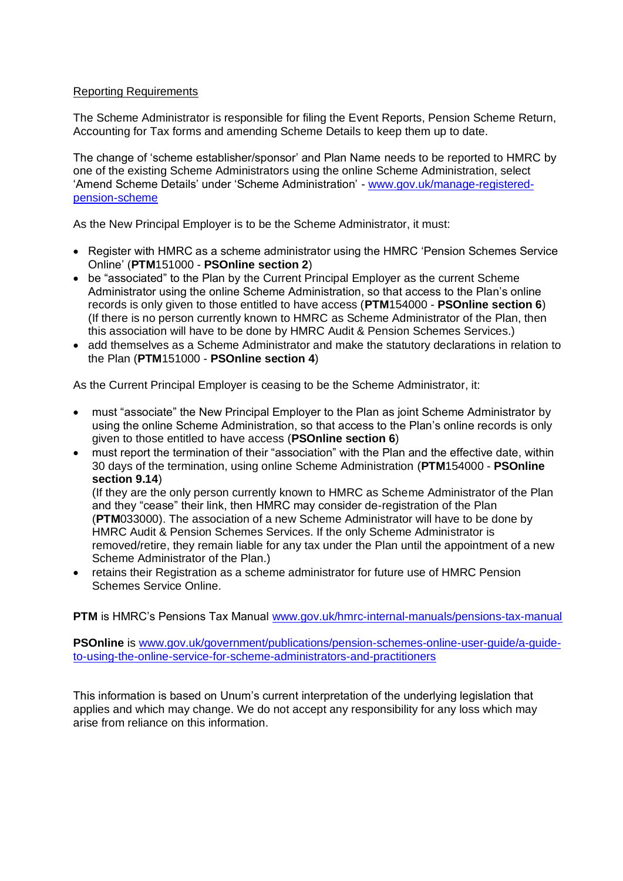Reporting Requirements

The Scheme Administrator is responsible for filing the Event Reports, Pension Scheme Return, Accounting for Tax forms and amending Scheme Details to keep them up to date.

The change of 'scheme establisher/sponsor' and Plan Name needs to be reported to HMRC by one of the existing Scheme Administrators using the online Scheme Administration, select 'Amend Scheme Details' under 'Scheme Administration' - [www.gov.uk/manage-registered-pension-scheme](http://www.gov.uk/manage-registered-pension-scheme)

As the New Principal Employer is to be the Scheme Administrator, it must:

- Register with HMRC as a scheme administrator using the HMRC 'Pension Schemes Service Online' (**PTM**151000 - **PSOnline section 2**)
- be "associated" to the Plan by the Current Principal Employer as the current Scheme Administrator using the online Scheme Administration, so that access to the Plan's online records is only given to those entitled to have access (**PTM**154000 - **PSOnline section 6**) (If there is no person currently known to HMRC as Scheme Administrator of the Plan, then this association will have to be done by HMRC Audit & Pension Schemes Services.)
- add themselves as a Scheme Administrator and make the statutory declarations in relation to the Plan (**PTM**151000 - **PSOnline section 4**)

As the Current Principal Employer is ceasing to be the Scheme Administrator, it:

- must "associate" the New Principal Employer to the Plan as joint Scheme Administrator by using the online Scheme Administration, so that access to the Plan's online records is only given to those entitled to have access (**PSOnline section 6**)
- must report the termination of their "association" with the Plan and the effective date, within 30 days of the termination, using online Scheme Administration (**PTM**154000 - **PSOnline section 9.14**)
  (If they are the only person currently known to HMRC as Scheme Administrator of the Plan and they "cease" their link, then HMRC may consider de-registration of the Plan (**PTM**033000). The association of a new Scheme Administrator will have to be done by HMRC Audit & Pension Schemes Services. If the only Scheme Administrator is removed/retire, they remain liable for any tax under the Plan until the appointment of a new Scheme Administrator of the Plan.)
- retains their Registration as a scheme administrator for future use of HMRC Pension Schemes Service Online.

**PTM** is HMRC's Pensions Tax Manual [www.gov.uk/hmrc-internal-manuals/pensions-tax-manual](http://www.gov.uk/hmrc-internal-manuals/pensions-tax-manual)

**PSOnline** is [www.gov.uk/government/publications/pension-schemes-online-user-guide/a-guide-to-using-the-online-service-for-scheme-administrators-and-practitioners](http://www.gov.uk/government/publications/pension-schemes-online-user-guide/a-guide-to-using-the-online-service-for-scheme-administrators-and-practitioners)

This information is based on Unum's current interpretation of the underlying legislation that applies and which may change. We do not accept any responsibility for any loss which may arise from reliance on this information.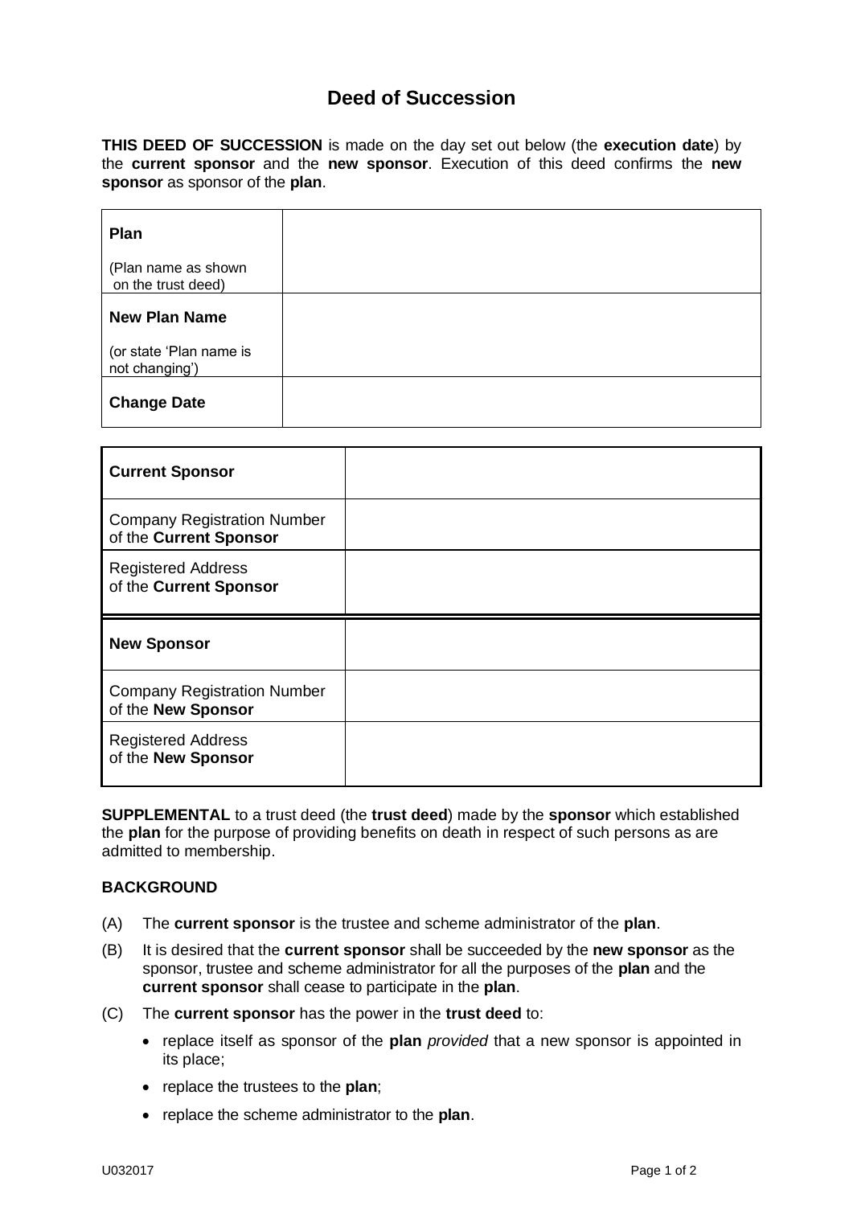# Deed of Succession

**THIS DEED OF SUCCESSION** is made on the day set out below (the **execution date**) by the **current sponsor** and the **new sponsor**. Execution of this deed confirms the **new sponsor** as sponsor of the **plan**.

| | |
|---|---|
| **Plan**<br><br>(Plan name as shown on the trust deed) | |
| **New Plan Name**<br><br>(or state 'Plan name is not changing') | |
| **Change Date** | |

| | |
|---|---|
| **Current Sponsor** | |
| Company Registration Number of the **Current Sponsor** | |
| Registered Address of the **Current Sponsor** | |
| **New Sponsor** | |
| Company Registration Number of the **New Sponsor** | |
| Registered Address of the **New Sponsor** | |

**SUPPLEMENTAL** to a trust deed (the **trust deed**) made by the **sponsor** which established the **plan** for the purpose of providing benefits on death in respect of such persons as are admitted to membership.

**BACKGROUND**

(A) The **current sponsor** is the trustee and scheme administrator of the **plan**.

(B) It is desired that the **current sponsor** shall be succeeded by the **new sponsor** as the sponsor, trustee and scheme administrator for all the purposes of the **plan** and the **current sponsor** shall cease to participate in the **plan**.

(C) The **current sponsor** has the power in the **trust deed** to:

- replace itself as sponsor of the **plan** *provided* that a new sponsor is appointed in its place;
- replace the trustees to the **plan**;
- replace the scheme administrator to the **plan**.

U032017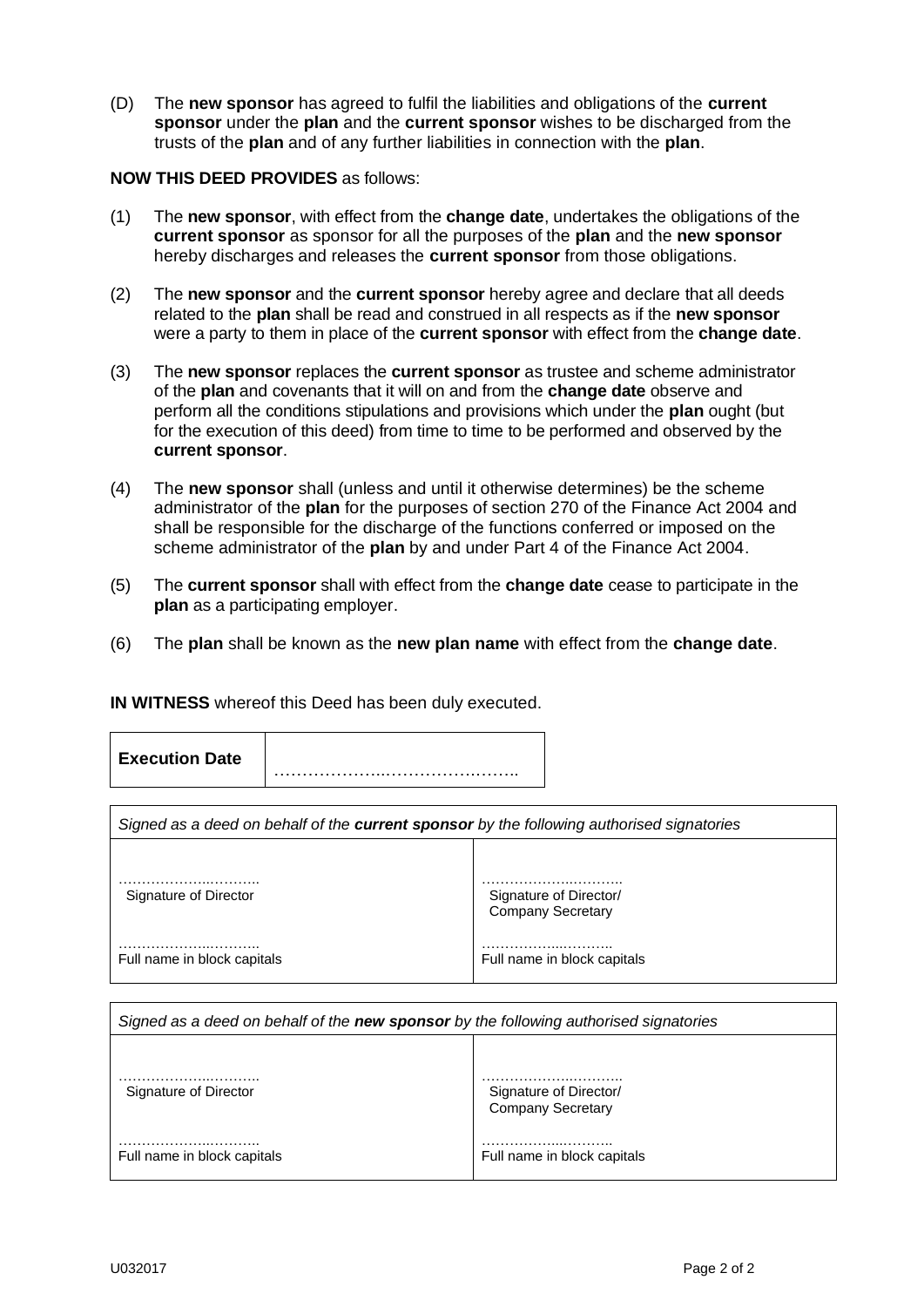(D) The **new sponsor** has agreed to fulfil the liabilities and obligations of the **current sponsor** under the **plan** and the **current sponsor** wishes to be discharged from the trusts of the **plan** and of any further liabilities in connection with the **plan**.

**NOW THIS DEED PROVIDES** as follows:

(1) The **new sponsor**, with effect from the **change date**, undertakes the obligations of the **current sponsor** as sponsor for all the purposes of the **plan** and the **new sponsor** hereby discharges and releases the **current sponsor** from those obligations.

(2) The **new sponsor** and the **current sponsor** hereby agree and declare that all deeds related to the **plan** shall be read and construed in all respects as if the **new sponsor** were a party to them in place of the **current sponsor** with effect from the **change date**.

(3) The **new sponsor** replaces the **current sponsor** as trustee and scheme administrator of the **plan** and covenants that it will on and from the **change date** observe and perform all the conditions stipulations and provisions which under the **plan** ought (but for the execution of this deed) from time to time to be performed and observed by the **current sponsor**.

(4) The **new sponsor** shall (unless and until it otherwise determines) be the scheme administrator of the **plan** for the purposes of section 270 of the Finance Act 2004 and shall be responsible for the discharge of the functions conferred or imposed on the scheme administrator of the **plan** by and under Part 4 of the Finance Act 2004.

(5) The **current sponsor** shall with effect from the **change date** cease to participate in the **plan** as a participating employer.

(6) The **plan** shall be known as the **new plan name** with effect from the **change date**.

**IN WITNESS** whereof this Deed has been duly executed.

| | |
|---|---|
| **Execution Date** | ……………………………………….. |

| *Signed as a deed on behalf of the **current sponsor** by the following authorised signatories* | |
|---|---|
| ……………………….. Signature of Director | ……………………….. Signature of Director/ Company Secretary |
| ……………………….. Full name in block capitals | ……………………….. Full name in block capitals |

| *Signed as a deed on behalf of the **new sponsor** by the following authorised signatories* | |
|---|---|
| ……………………….. Signature of Director | ……………………….. Signature of Director/ Company Secretary |
| ……………………….. Full name in block capitals | ……………………….. Full name in block capitals |

U032017